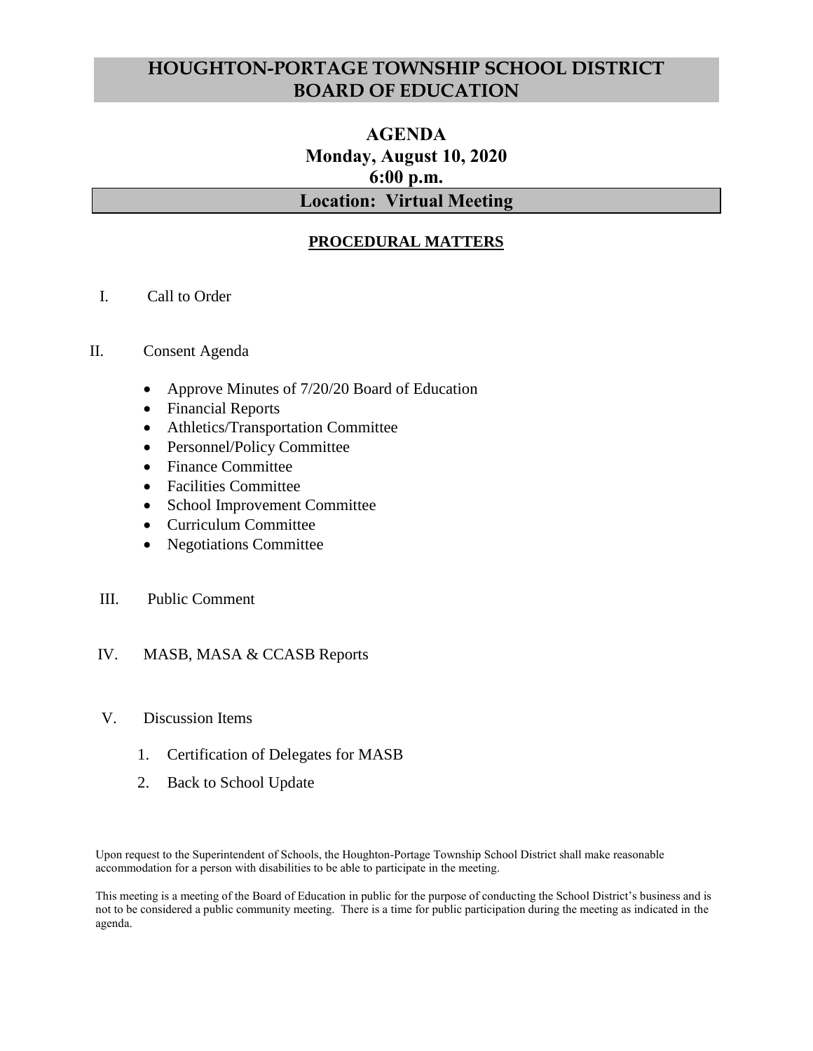# HOUGHTON-PORTAGE TOWNSHIP SCHOOL DISTRICT
# BOARD OF EDUCATION

## AGENDA
## Monday, August 10, 2020
## 6:00 p.m.
## Location: Virtual Meeting

### PROCEDURAL MATTERS

I. Call to Order

II. Consent Agenda

- Approve Minutes of 7/20/20 Board of Education
- Financial Reports
- Athletics/Transportation Committee
- Personnel/Policy Committee
- Finance Committee
- Facilities Committee
- School Improvement Committee
- Curriculum Committee
- Negotiations Committee

III. Public Comment

IV. MASB, MASA & CCASB Reports

V. Discussion Items

1. Certification of Delegates for MASB
2. Back to School Update

Upon request to the Superintendent of Schools, the Houghton-Portage Township School District shall make reasonable accommodation for a person with disabilities to be able to participate in the meeting.

This meeting is a meeting of the Board of Education in public for the purpose of conducting the School District's business and is not to be considered a public community meeting. There is a time for public participation during the meeting as indicated in the agenda.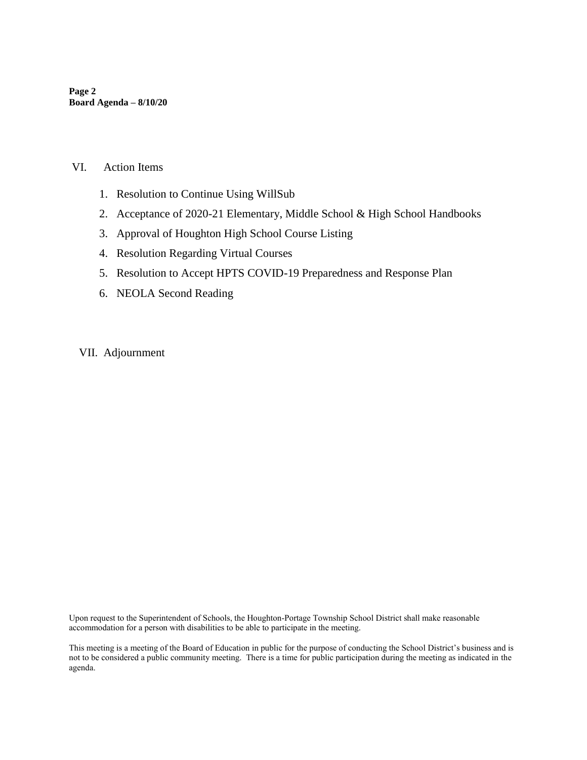VI. Action Items

1. Resolution to Continue Using WillSub
2. Acceptance of 2020-21 Elementary, Middle School & High School Handbooks
3. Approval of Houghton High School Course Listing
4. Resolution Regarding Virtual Courses
5. Resolution to Accept HPTS COVID-19 Preparedness and Response Plan
6. NEOLA Second Reading

VII. Adjournment

Upon request to the Superintendent of Schools, the Houghton-Portage Township School District shall make reasonable accommodation for a person with disabilities to be able to participate in the meeting.

This meeting is a meeting of the Board of Education in public for the purpose of conducting the School District's business and is not to be considered a public community meeting. There is a time for public participation during the meeting as indicated in the agenda.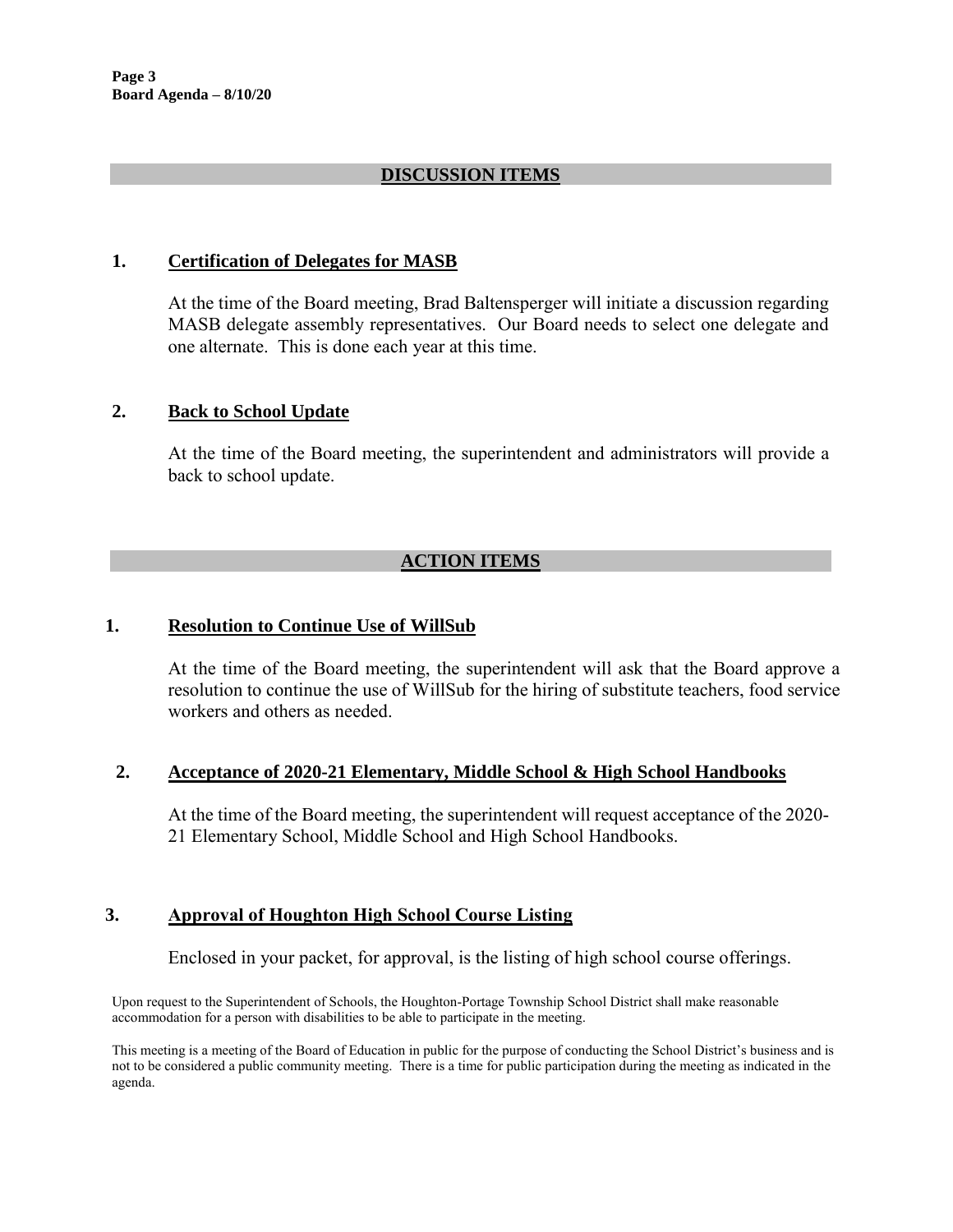## DISCUSSION ITEMS

### 1. Certification of Delegates for MASB

At the time of the Board meeting, Brad Baltensperger will initiate a discussion regarding MASB delegate assembly representatives. Our Board needs to select one delegate and one alternate. This is done each year at this time.

### 2. Back to School Update

At the time of the Board meeting, the superintendent and administrators will provide a back to school update.

## ACTION ITEMS

### 1. Resolution to Continue Use of WillSub

At the time of the Board meeting, the superintendent will ask that the Board approve a resolution to continue the use of WillSub for the hiring of substitute teachers, food service workers and others as needed.

### 2. Acceptance of 2020-21 Elementary, Middle School & High School Handbooks

At the time of the Board meeting, the superintendent will request acceptance of the 2020-21 Elementary School, Middle School and High School Handbooks.

### 3. Approval of Houghton High School Course Listing

Enclosed in your packet, for approval, is the listing of high school course offerings.

Upon request to the Superintendent of Schools, the Houghton-Portage Township School District shall make reasonable accommodation for a person with disabilities to be able to participate in the meeting.

This meeting is a meeting of the Board of Education in public for the purpose of conducting the School District's business and is not to be considered a public community meeting. There is a time for public participation during the meeting as indicated in the agenda.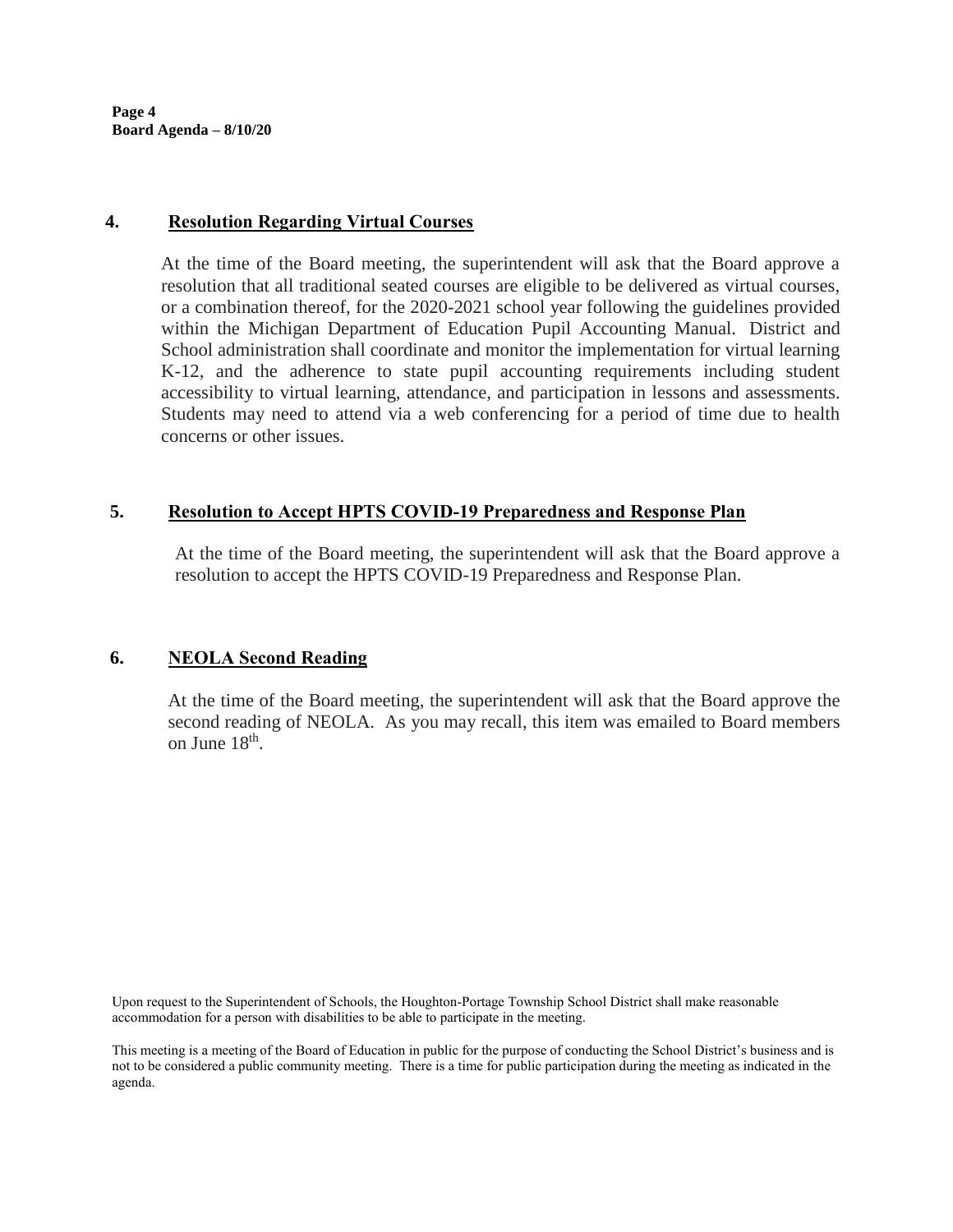## 4. Resolution Regarding Virtual Courses

At the time of the Board meeting, the superintendent will ask that the Board approve a resolution that all traditional seated courses are eligible to be delivered as virtual courses, or a combination thereof, for the 2020-2021 school year following the guidelines provided within the Michigan Department of Education Pupil Accounting Manual. District and School administration shall coordinate and monitor the implementation for virtual learning K-12, and the adherence to state pupil accounting requirements including student accessibility to virtual learning, attendance, and participation in lessons and assessments. Students may need to attend via a web conferencing for a period of time due to health concerns or other issues.

## 5. Resolution to Accept HPTS COVID-19 Preparedness and Response Plan

At the time of the Board meeting, the superintendent will ask that the Board approve a resolution to accept the HPTS COVID-19 Preparedness and Response Plan.

## 6. NEOLA Second Reading

At the time of the Board meeting, the superintendent will ask that the Board approve the second reading of NEOLA. As you may recall, this item was emailed to Board members on June 18th.

Upon request to the Superintendent of Schools, the Houghton-Portage Township School District shall make reasonable accommodation for a person with disabilities to be able to participate in the meeting.

This meeting is a meeting of the Board of Education in public for the purpose of conducting the School District's business and is not to be considered a public community meeting. There is a time for public participation during the meeting as indicated in the agenda.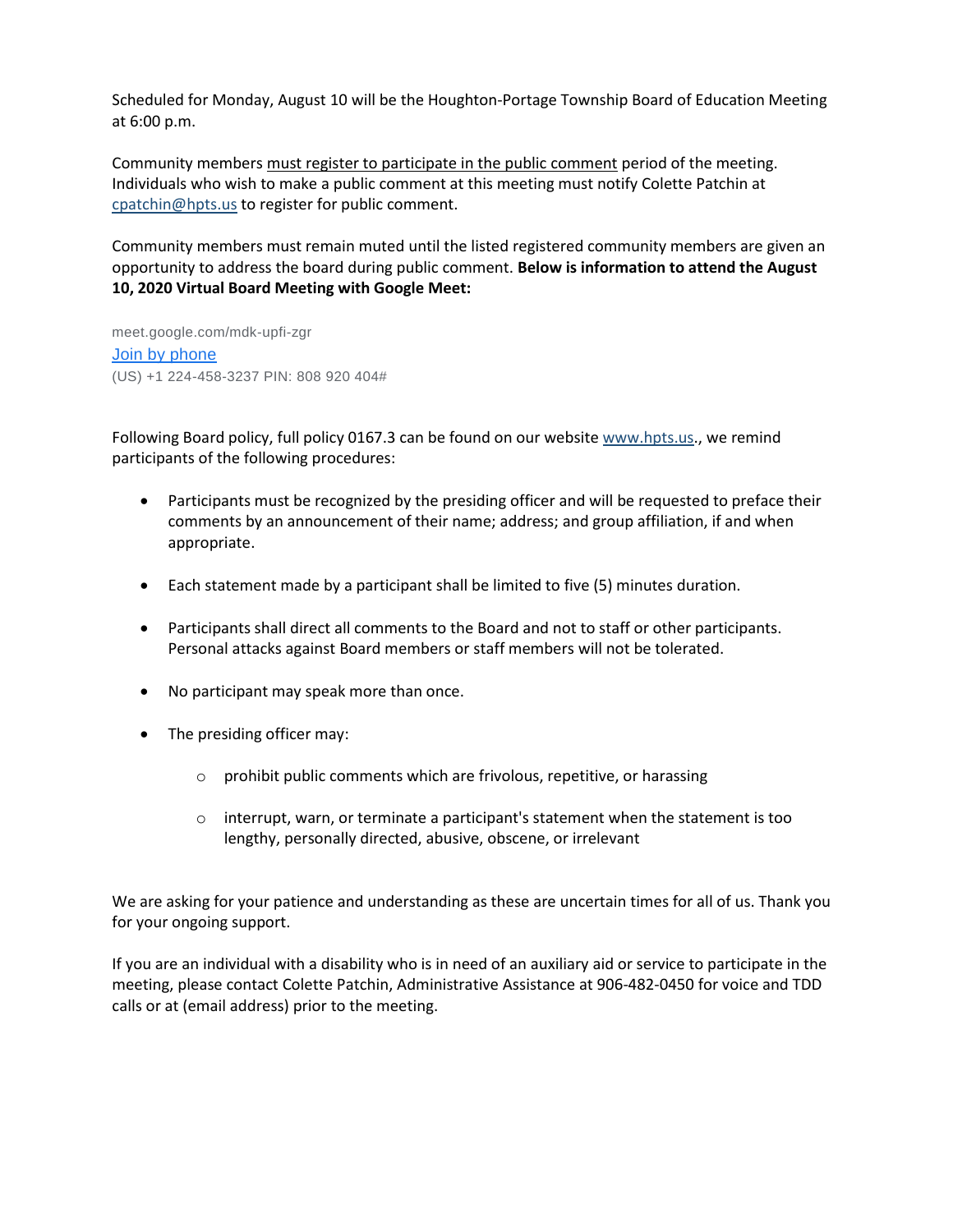Scheduled for Monday, August 10 will be the Houghton-Portage Township Board of Education Meeting at 6:00 p.m.

Community members must register to participate in the public comment period of the meeting. Individuals who wish to make a public comment at this meeting must notify Colette Patchin at cpatchin@hpts.us to register for public comment.

Community members must remain muted until the listed registered community members are given an opportunity to address the board during public comment. **Below is information to attend the August 10, 2020 Virtual Board Meeting with Google Meet:**

meet.google.com/mdk-upfi-zgr
Join by phone
(US) +1 224-458-3237 PIN: 808 920 404#

Following Board policy, full policy 0167.3 can be found on our website www.hpts.us., we remind participants of the following procedures:

- Participants must be recognized by the presiding officer and will be requested to preface their comments by an announcement of their name; address; and group affiliation, if and when appropriate.
- Each statement made by a participant shall be limited to five (5) minutes duration.
- Participants shall direct all comments to the Board and not to staff or other participants. Personal attacks against Board members or staff members will not be tolerated.
- No participant may speak more than once.
- The presiding officer may:
  - prohibit public comments which are frivolous, repetitive, or harassing
  - interrupt, warn, or terminate a participant's statement when the statement is too lengthy, personally directed, abusive, obscene, or irrelevant

We are asking for your patience and understanding as these are uncertain times for all of us. Thank you for your ongoing support.

If you are an individual with a disability who is in need of an auxiliary aid or service to participate in the meeting, please contact Colette Patchin, Administrative Assistance at 906-482-0450 for voice and TDD calls or at (email address) prior to the meeting.